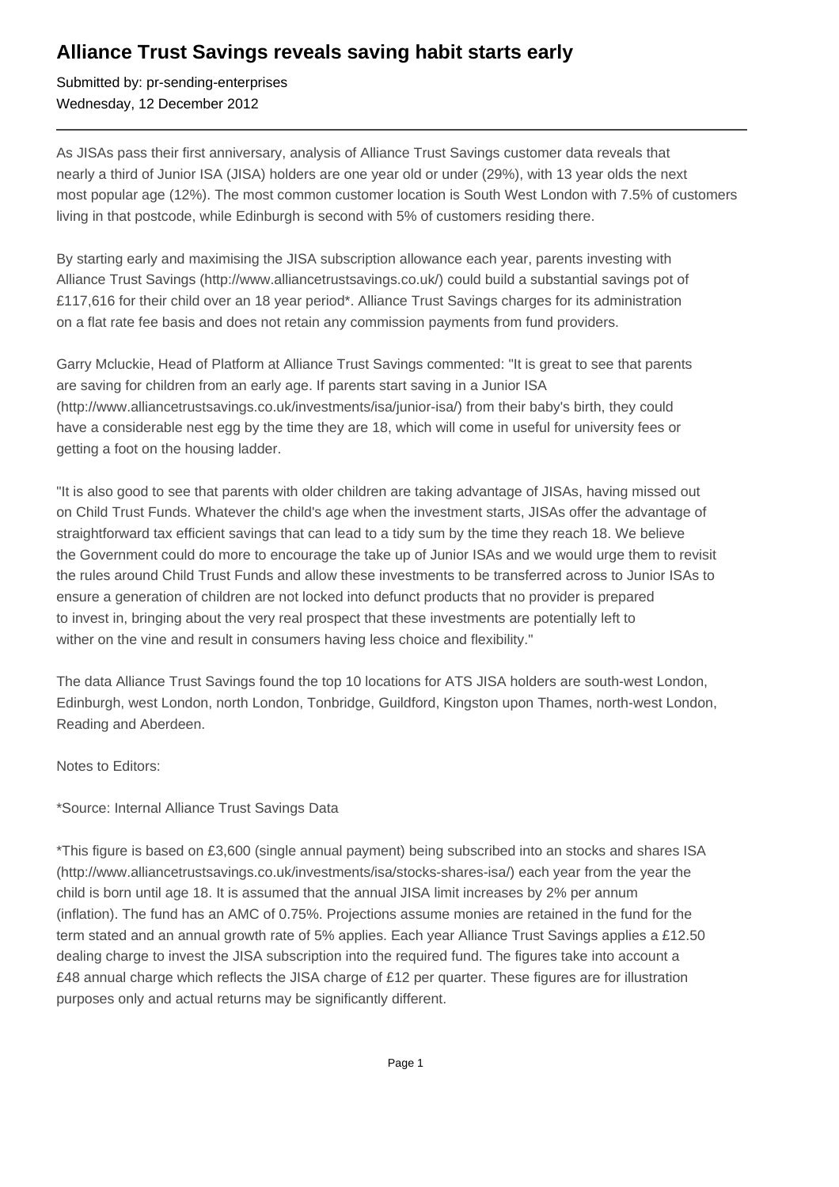# Alliance Trust Savings reveals saving habit starts early

Submitted by: pr-sending-enterprises
Wednesday, 12 December 2012

---

As JISAs pass their first anniversary, analysis of Alliance Trust Savings customer data reveals that nearly a third of Junior ISA (JISA) holders are one year old or under (29%), with 13 year olds the next most popular age (12%). The most common customer location is South West London with 7.5% of customers living in that postcode, while Edinburgh is second with 5% of customers residing there.

By starting early and maximising the JISA subscription allowance each year, parents investing with Alliance Trust Savings (http://www.alliancetrustsavings.co.uk/) could build a substantial savings pot of £117,616 for their child over an 18 year period*. Alliance Trust Savings charges for its administration on a flat rate fee basis and does not retain any commission payments from fund providers.

Garry Mcluckie, Head of Platform at Alliance Trust Savings commented: "It is great to see that parents are saving for children from an early age. If parents start saving in a Junior ISA (http://www.alliancetrustsavings.co.uk/investments/isa/junior-isa/) from their baby's birth, they could have a considerable nest egg by the time they are 18, which will come in useful for university fees or getting a foot on the housing ladder.

"It is also good to see that parents with older children are taking advantage of JISAs, having missed out on Child Trust Funds. Whatever the child's age when the investment starts, JISAs offer the advantage of straightforward tax efficient savings that can lead to a tidy sum by the time they reach 18. We believe the Government could do more to encourage the take up of Junior ISAs and we would urge them to revisit the rules around Child Trust Funds and allow these investments to be transferred across to Junior ISAs to ensure a generation of children are not locked into defunct products that no provider is prepared to invest in, bringing about the very real prospect that these investments are potentially left to wither on the vine and result in consumers having less choice and flexibility."

The data Alliance Trust Savings found the top 10 locations for ATS JISA holders are south-west London, Edinburgh, west London, north London, Tonbridge, Guildford, Kingston upon Thames, north-west London, Reading and Aberdeen.

Notes to Editors:

*Source: Internal Alliance Trust Savings Data

*This figure is based on £3,600 (single annual payment) being subscribed into an stocks and shares ISA (http://www.alliancetrustsavings.co.uk/investments/isa/stocks-shares-isa/) each year from the year the child is born until age 18. It is assumed that the annual JISA limit increases by 2% per annum (inflation). The fund has an AMC of 0.75%. Projections assume monies are retained in the fund for the term stated and an annual growth rate of 5% applies. Each year Alliance Trust Savings applies a £12.50 dealing charge to invest the JISA subscription into the required fund. The figures take into account a £48 annual charge which reflects the JISA charge of £12 per quarter. These figures are for illustration purposes only and actual returns may be significantly different.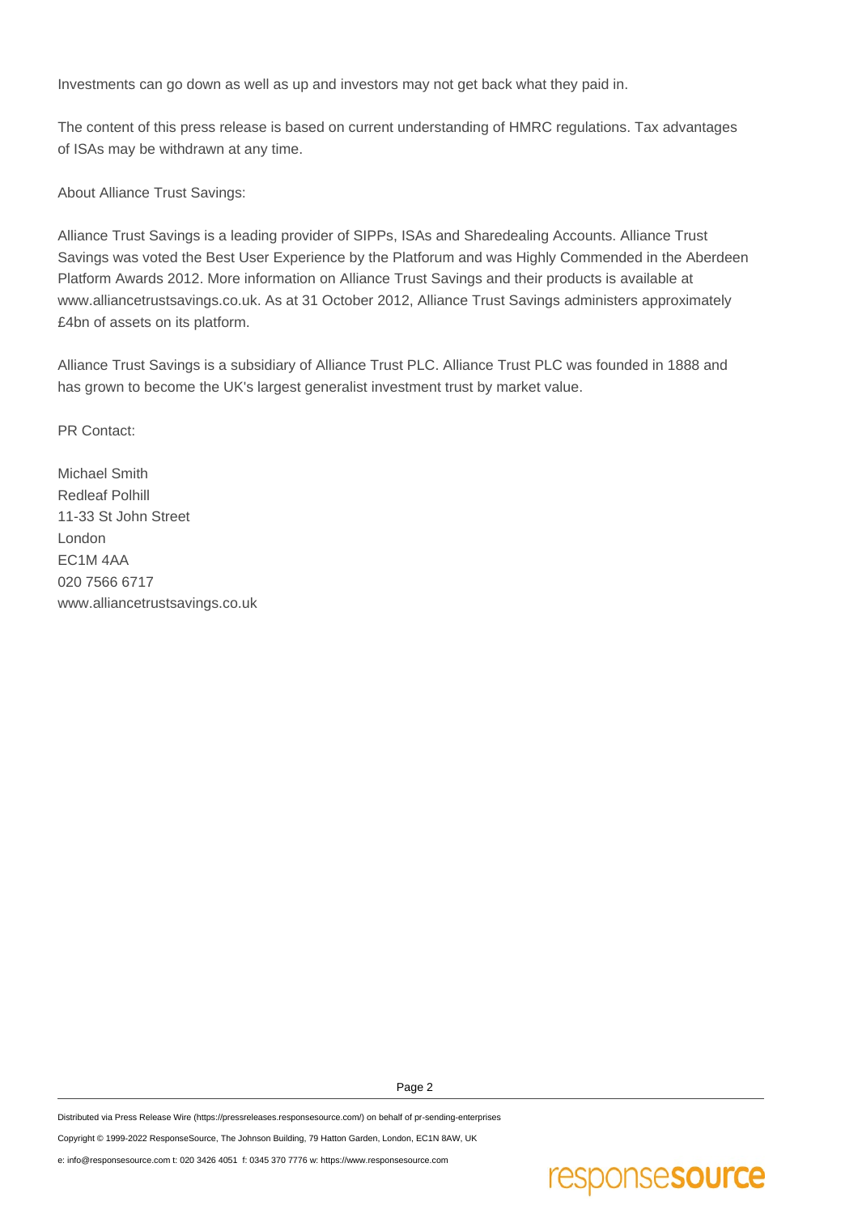Investments can go down as well as up and investors may not get back what they paid in.

The content of this press release is based on current understanding of HMRC regulations. Tax advantages of ISAs may be withdrawn at any time.

About Alliance Trust Savings:

Alliance Trust Savings is a leading provider of SIPPs, ISAs and Sharedealing Accounts. Alliance Trust Savings was voted the Best User Experience by the Platforum and was Highly Commended in the Aberdeen Platform Awards 2012. More information on Alliance Trust Savings and their products is available at www.alliancetrustsavings.co.uk. As at 31 October 2012, Alliance Trust Savings administers approximately £4bn of assets on its platform.

Alliance Trust Savings is a subsidiary of Alliance Trust PLC. Alliance Trust PLC was founded in 1888 and has grown to become the UK's largest generalist investment trust by market value.

PR Contact:

Michael Smith
Redleaf Polhill
11-33 St John Street
London
EC1M 4AA
020 7566 6717
www.alliancetrustsavings.co.uk

Distributed via Press Release Wire (https://pressreleases.responsesource.com/) on behalf of pr-sending-enterprises

Copyright © 1999-2022 ResponseSource, The Johnson Building, 79 Hatton Garden, London, EC1N 8AW, UK

e: info@responsesource.com t: 020 3426 4051 f: 0345 370 7776 w: https://www.responsesource.com